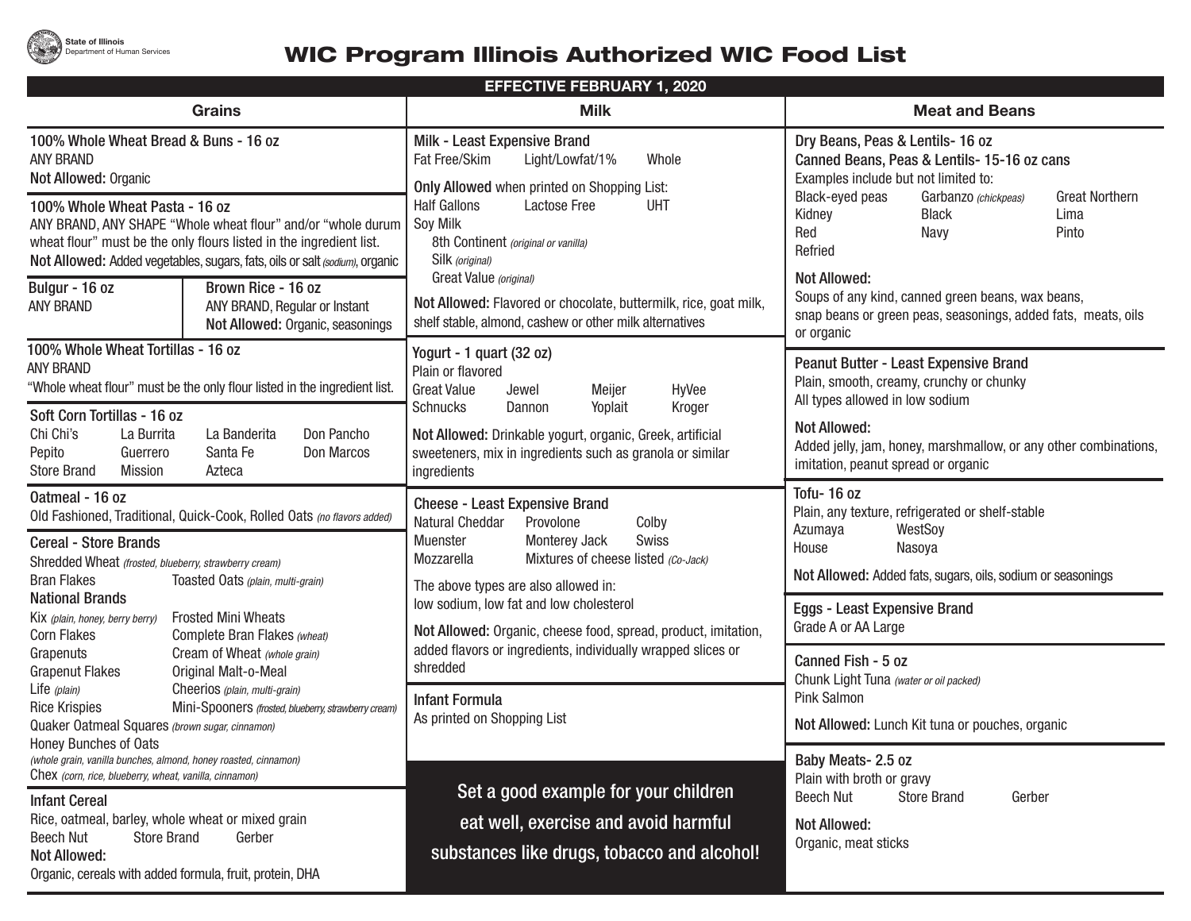State of Illinois
Department of Human Services

# WIC Program Illinois Authorized WIC Food List

**EFFECTIVE FEBRUARY 1, 2020**

## Grains

### 100% Whole Wheat Bread & Buns - 16 oz
ANY BRAND
**Not Allowed:** Organic

### 100% Whole Wheat Pasta - 16 oz
ANY BRAND, ANY SHAPE "Whole wheat flour" and/or "whole durum wheat flour" must be the only flours listed in the ingredient list.
**Not Allowed:** Added vegetables, sugars, fats, oils or salt *(sodium)*, organic

### Bulgur - 16 oz
ANY BRAND

### Brown Rice - 16 oz
ANY BRAND, Regular or Instant
**Not Allowed:** Organic, seasonings

### 100% Whole Wheat Tortillas - 16 oz
ANY BRAND
"Whole wheat flour" must be the only flour listed in the ingredient list.

### Soft Corn Tortillas - 16 oz

| | | | |
|---|---|---|---|
| Chi Chi's | La Burrita | La Banderita | Don Pancho |
| Pepito | Guerrero | Santa Fe | Don Marcos |
| Store Brand | Mission | Azteca | |

### Oatmeal - 16 oz
Old Fashioned, Traditional, Quick-Cook, Rolled Oats *(no flavors added)*

### Cereal - Store Brands
Shredded Wheat *(frosted, blueberry, strawberry cream)*
Bran Flakes
Toasted Oats *(plain, multi-grain)*

**National Brands**

- Kix *(plain, honey, berry berry)*
- Frosted Mini Wheats
- Corn Flakes
- Complete Bran Flakes *(wheat)*
- Grapenuts
- Cream of Wheat *(whole grain)*
- Grapenut Flakes
- Original Malt-o-Meal
- Life *(plain)*
- Cheerios *(plain, multi-grain)*
- Rice Krispies
- Mini-Spooners *(frosted, blueberry, strawberry cream)*
- Quaker Oatmeal Squares *(brown sugar, cinnamon)*
- Honey Bunches of Oats *(whole grain, vanilla bunches, almond, honey roasted, cinnamon)*
- Chex *(corn, rice, blueberry, wheat, vanilla, cinnamon)*

### Infant Cereal
Rice, oatmeal, barley, whole wheat or mixed grain
Beech Nut Store Brand Gerber
**Not Allowed:**
Organic, cereals with added formula, fruit, protein, DHA

## Milk

### Milk - Least Expensive Brand
Fat Free/Skim Light/Lowfat/1% Whole

**Only Allowed** when printed on Shopping List:
Half Gallons Lactose Free UHT
Soy Milk
- 8th Continent *(original or vanilla)*
- Silk *(original)*
- Great Value *(original)*

**Not Allowed:** Flavored or chocolate, buttermilk, rice, goat milk, shelf stable, almond, cashew or other milk alternatives

### Yogurt - 1 quart (32 oz)
Plain or flavored

| | | | |
|---|---|---|---|
| Great Value | Jewel | Meijer | HyVee |
| Schnucks | Dannon | Yoplait | Kroger |

**Not Allowed:** Drinkable yogurt, organic, Greek, artificial sweeteners, mix in ingredients such as granola or similar ingredients

### Cheese - Least Expensive Brand

| | | |
|---|---|---|
| Natural Cheddar | Provolone | Colby |
| Muenster | Monterey Jack | Swiss |
| Mozzarella | Mixtures of cheese listed *(Co-Jack)* | |

The above types are also allowed in:
low sodium, low fat and low cholesterol

**Not Allowed:** Organic, cheese food, spread, product, imitation, added flavors or ingredients, individually wrapped slices or shredded

### Infant Formula
As printed on Shopping List

**Set a good example for your children eat well, exercise and avoid harmful substances like drugs, tobacco and alcohol!**

## Meat and Beans

### Dry Beans, Peas & Lentils- 16 oz
### Canned Beans, Peas & Lentils- 15-16 oz cans
Examples include but not limited to:

| | | |
|---|---|---|
| Black-eyed peas | Garbanzo *(chickpeas)* | Great Northern |
| Kidney | Black | Lima |
| Red | Navy | Pinto |
| Refried | | |

**Not Allowed:**
Soups of any kind, canned green beans, wax beans, snap beans or green peas, seasonings, added fats, meats, oils or organic

### Peanut Butter - Least Expensive Brand
Plain, smooth, creamy, crunchy or chunky
All types allowed in low sodium

**Not Allowed:**
Added jelly, jam, honey, marshmallow, or any other combinations, imitation, peanut spread or organic

### Tofu- 16 oz
Plain, any texture, refrigerated or shelf-stable

| | |
|---|---|
| Azumaya | WestSoy |
| House | Nasoya |

**Not Allowed:** Added fats, sugars, oils, sodium or seasonings

### Eggs - Least Expensive Brand
Grade A or AA Large

### Canned Fish - 5 oz
Chunk Light Tuna *(water or oil packed)*
Pink Salmon

**Not Allowed:** Lunch Kit tuna or pouches, organic

### Baby Meats- 2.5 oz
Plain with broth or gravy
Beech Nut Store Brand Gerber

**Not Allowed:**
Organic, meat sticks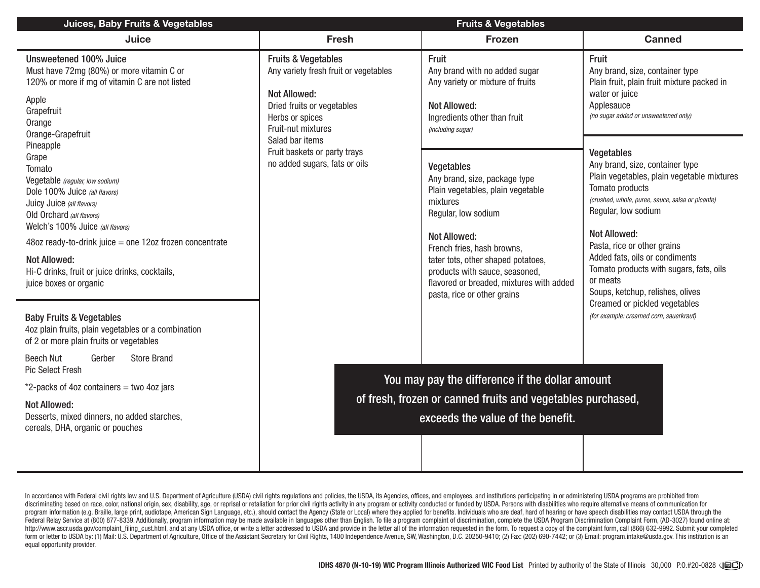| Juices, Baby Fruits & Vegetables | Fruits & Vegetables | | |
|---|---|---|---|
| **Juice** | **Fresh** | **Frozen** | **Canned** |

## Juice

**Unsweetened 100% Juice**
Must have 72mg (80%) or more vitamin C or 120% or more if mg of vitamin C are not listed

- Apple
- Grapefruit
- Orange
- Orange-Grapefruit
- Pineapple
- Grape
- Tomato
- Vegetable *(regular, low sodium)*
- Dole 100% Juice *(all flavors)*
- Juicy Juice *(all flavors)*
- Old Orchard *(all flavors)*
- Welch's 100% Juice *(all flavors)*

48oz ready-to-drink juice = one 12oz frozen concentrate

**Not Allowed:**
Hi-C drinks, fruit or juice drinks, cocktails, juice boxes or organic

**Baby Fruits & Vegetables**
4oz plain fruits, plain vegetables or a combination of 2 or more plain fruits or vegetables

Beech Nut    Gerber    Store Brand
Pic Select Fresh

*2-packs of 4oz containers = two 4oz jars

**Not Allowed:**
Desserts, mixed dinners, no added starches, cereals, DHA, organic or pouches

## Fresh

**Fruits & Vegetables**
Any variety fresh fruit or vegetables

**Not Allowed:**
Dried fruits or vegetables
Herbs or spices
Fruit-nut mixtures
Salad bar items
Fruit baskets or party trays
no added sugars, fats or oils

## Frozen

**Fruit**
Any brand with no added sugar
Any variety or mixture of fruits

**Not Allowed:**
Ingredients other than fruit
*(including sugar)*

**Vegetables**
Any brand, size, package type
Plain vegetables, plain vegetable mixtures
Regular, low sodium

**Not Allowed:**
French fries, hash browns, tater tots, other shaped potatoes, products with sauce, seasoned, flavored or breaded, mixtures with added pasta, rice or other grains

## Canned

**Fruit**
Any brand, size, container type
Plain fruit, plain fruit mixture packed in water or juice
Applesauce
*(no sugar added or unsweetened only)*

**Vegetables**
Any brand, size, container type
Plain vegetables, plain vegetable mixtures
Tomato products
*(crushed, whole, puree, sauce, salsa or picante)*
Regular, low sodium

**Not Allowed:**
Pasta, rice or other grains
Added fats, oils or condiments
Tomato products with sugars, fats, oils or meats
Soups, ketchup, relishes, olives
Creamed or pickled vegetables
*(for example: creamed corn, sauerkraut)*

**You may pay the difference if the dollar amount of fresh, frozen or canned fruits and vegetables purchased, exceeds the value of the benefit.**

In accordance with Federal civil rights law and U.S. Department of Agriculture (USDA) civil rights regulations and policies, the USDA, its Agencies, offices, and employees, and institutions participating in or administering USDA programs are prohibited from discriminating based on race, color, national origin, sex, disability, age, or reprisal or retaliation for prior civil rights activity in any program or activity conducted or funded by USDA. Persons with disabilities who require alternative means of communication for program information (e.g. Braille, large print, audiotape, American Sign Language, etc.), should contact the Agency (State or Local) where they applied for benefits. Individuals who are deaf, hard of hearing or have speech disabilities may contact USDA through the Federal Relay Service at (800) 877-8339. Additionally, program information may be made available in languages other than English. To file a program complaint of discrimination, complete the USDA Program Discrimination Complaint Form, (AD-3027) found online at: http://www.ascr.usda.gov/complaint_filing_cust.html, and at any USDA office, or write a letter addressed to USDA and provide in the letter all of the information requested in the form. To request a copy of the complaint form, call (866) 632-9992. Submit your completed form or letter to USDA by: (1) Mail: U.S. Department of Agriculture, Office of the Assistant Secretary for Civil Rights, 1400 Independence Avenue, SW, Washington, D.C. 20250-9410; (2) Fax: (202) 690-7442; or (3) Email: program.intake@usda.gov. This institution is an equal opportunity provider.

**IDHS 4870 (N-10-19) WIC Program Illinois Authorized WIC Food List** Printed by authority of the State of Illinois 30,000 P.O.#20-0828